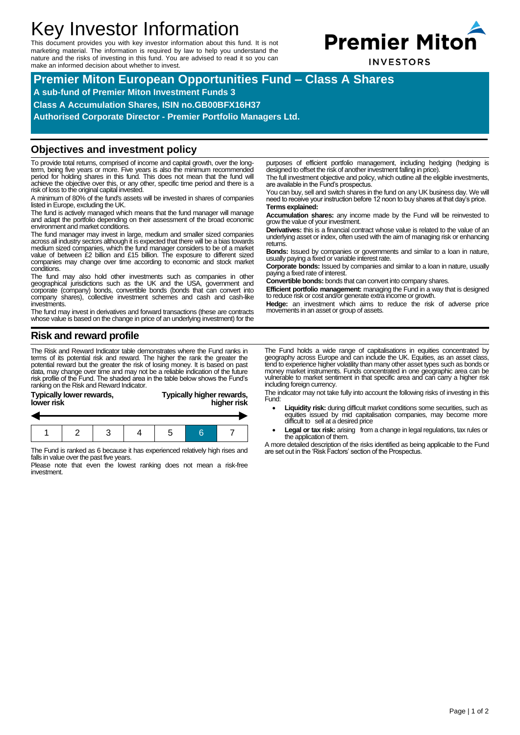# Key Investor Information

This document provides you with key investor information about this fund. It is not marketing material. The information is required by law to help you understand the nature and the risks of investing in this fund. You are advised to read it so you can make an informed decision about whether to invest.

**Premier Miton INVESTORS**

## Premier Miton European Opportunities Fund – Class A Shares

**A sub-fund of Premier Miton Investment Funds 3**

**Class A Accumulation Shares, ISIN no.GB00BFX16H37**

**Authorised Corporate Director - Premier Portfolio Managers Ltd.**

## Objectives and investment policy

To provide total returns, comprised of income and capital growth, over the long-term, being five years or more. Five years is also the minimum recommended period for holding shares in this fund. This does not mean that the fund will achieve the objective over this, or any other, specific time period and there is a risk of loss to the original capital invested.

A minimum of 80% of the fund's assets will be invested in shares of companies listed in Europe, excluding the UK.

The fund is actively managed which means that the fund manager will manage and adapt the portfolio depending on their assessment of the broad economic environment and market conditions.

The fund manager may invest in large, medium and smaller sized companies across all industry sectors although it is expected that there will be a bias towards medium sized companies, which the fund manager considers to be of a market value of between £2 billion and £15 billion. The exposure to different sized companies may change over time according to economic and stock market conditions.

The fund may also hold other investments such as companies in other geographical jurisdictions such as the UK and the USA, government and corporate (company) bonds, convertible bonds (bonds that can convert into company shares), collective investment schemes and cash and cash-like investments.

The fund may invest in derivatives and forward transactions (these are contracts whose value is based on the change in price of an underlying investment) for the purposes of efficient portfolio management, including hedging (hedging is designed to offset the risk of another investment falling in price).

The full investment objective and policy, which outline all the eligible investments, are available in the Fund's prospectus.

You can buy, sell and switch shares in the fund on any UK business day. We will need to receive your instruction before 12 noon to buy shares at that day's price.

**Terms explained:**

**Accumulation shares:** any income made by the Fund will be reinvested to grow the value of your investment.

**Derivatives:** this is a financial contract whose value is related to the value of an underlying asset or index, often used with the aim of managing risk or enhancing returns.

**Bonds:** Issued by companies or governments and similar to a loan in nature, usually paying a fixed or variable interest rate.

**Corporate bonds:** Issued by companies and similar to a loan in nature, usually paying a fixed rate of interest.

**Convertible bonds:** bonds that can convert into company shares.

**Efficient portfolio management:** managing the Fund in a way that is designed to reduce risk or cost and/or generate extra income or growth.

**Hedge:** an investment which aims to reduce the risk of adverse price movements in an asset or group of assets.

## Risk and reward profile

The Risk and Reward Indicator table demonstrates where the Fund ranks in terms of its potential risk and reward. The higher the rank the greater the potential reward but the greater the risk of losing money. It is based on past data, may change over time and may not be a reliable indication of the future risk profile of the Fund. The shaded area in the table below shows the Fund's ranking on the Risk and Reward Indicator.

**Typically lower rewards, lower risk** ← → **Typically higher rewards, higher risk**

| 1 | 2 | 3 | 4 | 5 | **6** | 7 |
|---|---|---|---|---|---|---|

The Fund is ranked as 6 because it has experienced relatively high rises and falls in value over the past five years.

Please note that even the lowest ranking does not mean a risk-free investment.

The Fund holds a wide range of capitalisations in equities concentrated by geography across Europe and can include the UK. Equities, as an asset class, tend to experience higher volatility than many other asset types such as bonds or money market instruments. Funds concentrated in one geographic area can be vulnerable to market sentiment in that specific area and can carry a higher risk including foreign currency.

The indicator may not take fully into account the following risks of investing in this Fund:

- **Liquidity risk:** during difficult market conditions some securities, such as equities issued by mid capitalisation companies, may become more difficult to sell at a desired price
- **Legal or tax risk:** arising from a change in legal regulations, tax rules or the application of them.

A more detailed description of the risks identified as being applicable to the Fund are set out in the 'Risk Factors' section of the Prospectus.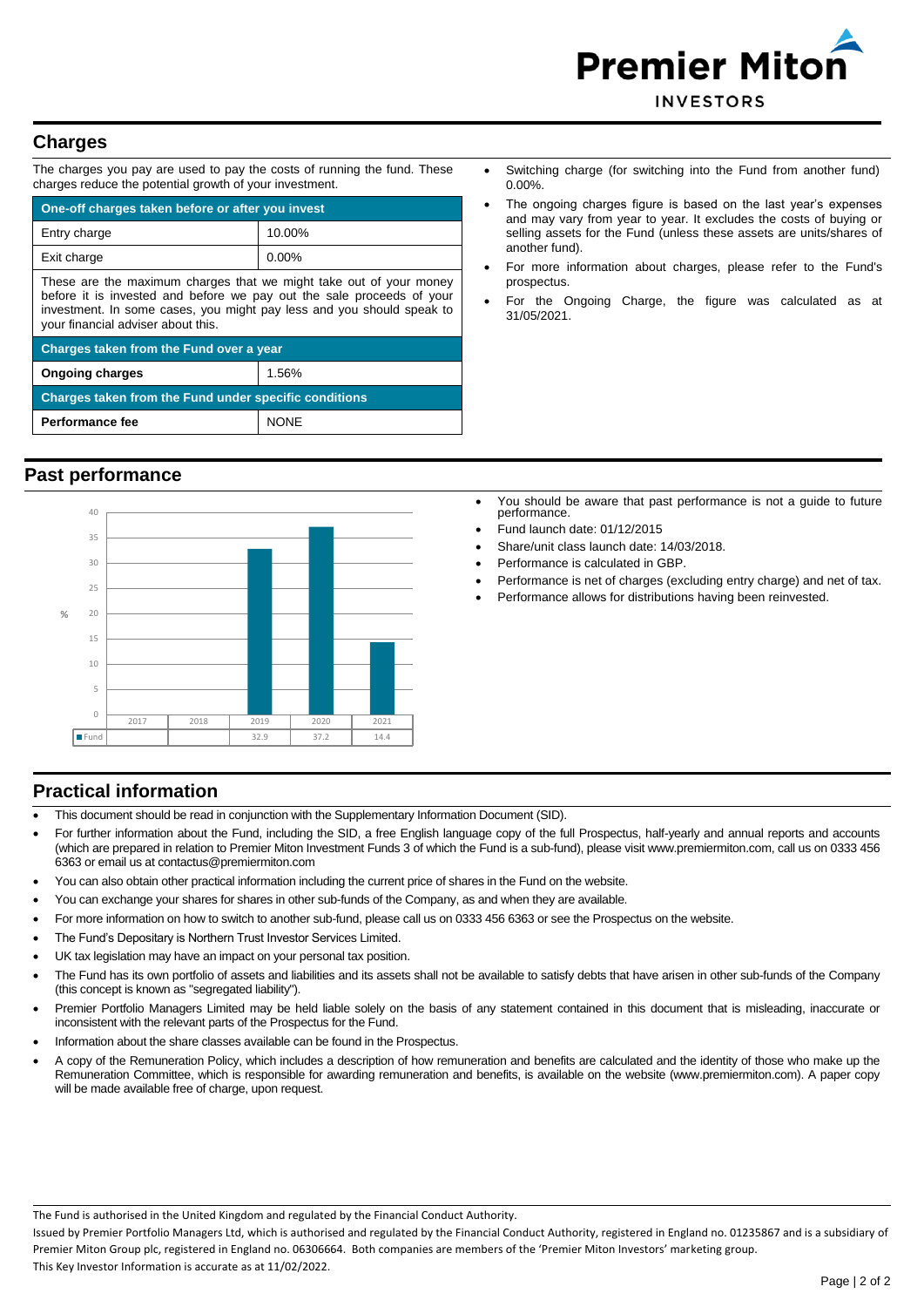## Charges

The charges you pay are used to pay the costs of running the fund. These charges reduce the potential growth of your investment.

| One-off charges taken before or after you invest | |
|---|---|
| Entry charge | 10.00% |
| Exit charge | 0.00% |

These are the maximum charges that we might take out of your money before it is invested and before we pay out the sale proceeds of your investment. In some cases, you might pay less and you should speak to your financial adviser about this.

| Charges taken from the Fund over a year | |
|---|---|
| **Ongoing charges** | 1.56% |

| Charges taken from the Fund under specific conditions | |
|---|---|
| **Performance fee** | NONE |

- Switching charge (for switching into the Fund from another fund) 0.00%.
- The ongoing charges figure is based on the last year's expenses and may vary from year to year. It excludes the costs of buying or selling assets for the Fund (unless these assets are units/shares of another fund).
- For more information about charges, please refer to the Fund's prospectus.
- For the Ongoing Charge, the figure was calculated as at 31/05/2021.

## Past performance

%
40
35
30
25
20
15
10
5
0
2017 2018 2019 2020 2021
Fund 32.9 37.2 14.4

- You should be aware that past performance is not a guide to future performance.
- Fund launch date: 01/12/2015
- Share/unit class launch date: 14/03/2018.
- Performance is calculated in GBP.
- Performance is net of charges (excluding entry charge) and net of tax.
- Performance allows for distributions having been reinvested.

## Practical information

- This document should be read in conjunction with the Supplementary Information Document (SID).
- For further information about the Fund, including the SID, a free English language copy of the full Prospectus, half-yearly and annual reports and accounts (which are prepared in relation to Premier Miton Investment Funds 3 of which the Fund is a sub-fund), please visit www.premiermiton.com, call us on 0333 456 6363 or email us at contactus@premiermiton.com
- You can also obtain other practical information including the current price of shares in the Fund on the website.
- You can exchange your shares for shares in other sub-funds of the Company, as and when they are available.
- For more information on how to switch to another sub-fund, please call us on 0333 456 6363 or see the Prospectus on the website.
- The Fund's Depositary is Northern Trust Investor Services Limited.
- UK tax legislation may have an impact on your personal tax position.
- The Fund has its own portfolio of assets and liabilities and its assets shall not be available to satisfy debts that have arisen in other sub-funds of the Company (this concept is known as "segregated liability").
- Premier Portfolio Managers Limited may be held liable solely on the basis of any statement contained in this document that is misleading, inaccurate or inconsistent with the relevant parts of the Prospectus for the Fund.
- Information about the share classes available can be found in the Prospectus.
- A copy of the Remuneration Policy, which includes a description of how remuneration and benefits are calculated and the identity of those who make up the Remuneration Committee, which is responsible for awarding remuneration and benefits, is available on the website (www.premiermiton.com). A paper copy will be made available free of charge, upon request.

The Fund is authorised in the United Kingdom and regulated by the Financial Conduct Authority.

Issued by Premier Portfolio Managers Ltd, which is authorised and regulated by the Financial Conduct Authority, registered in England no. 01235867 and is a subsidiary of Premier Miton Group plc, registered in England no. 06306664. Both companies are members of the 'Premier Miton Investors' marketing group.

This Key Investor Information is accurate as at 11/02/2022.